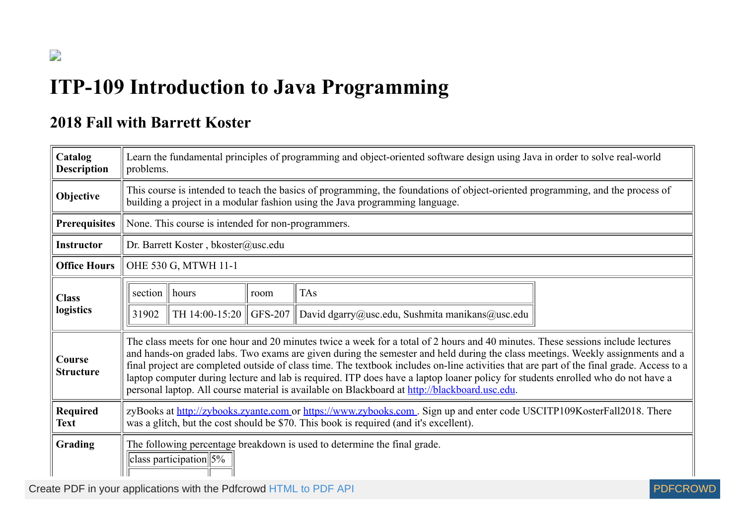# ITP-109 Introduction to Java Programming

## 2018 Fall with Barrett Koster

| | |
|---|---|
| **Catalog Description** | Learn the fundamental principles of programming and object-oriented software design using Java in order to solve real-world problems. |
| **Objective** | This course is intended to teach the basics of programming, the foundations of object-oriented programming, and the process of building a project in a modular fashion using the Java programming language. |
| **Prerequisites** | None. This course is intended for non-programmers. |
| **Instructor** | Dr. Barrett Koster , bkoster@usc.edu |
| **Office Hours** | OHE 530 G, MTWH 11-1 |
| **Class logistics** | section: 31902; hours: TH 14:00-15:20; room: GFS-207; TAs: David dgarry@usc.edu, Sushmita manikans@usc.edu |
| **Course Structure** | The class meets for one hour and 20 minutes twice a week for a total of 2 hours and 40 minutes. These sessions include lectures and hands-on graded labs. Two exams are given during the semester and held during the class meetings. Weekly assignments and a final project are completed outside of class time. The textbook includes on-line activities that are part of the final grade. Access to a laptop computer during lecture and lab is required. ITP does have a laptop loaner policy for students enrolled who do not have a personal laptop. All course material is available on Blackboard at http://blackboard.usc.edu. |
| **Required Text** | zyBooks at http://zybooks.zyante.com or https://www.zybooks.com . Sign up and enter code USCITP109KosterFall2018. There was a glitch, but the cost should be $70. This book is required (and it's excellent). |
| **Grading** | The following percentage breakdown is used to determine the final grade. |

| | |
|---|---|
| class participation | 5% |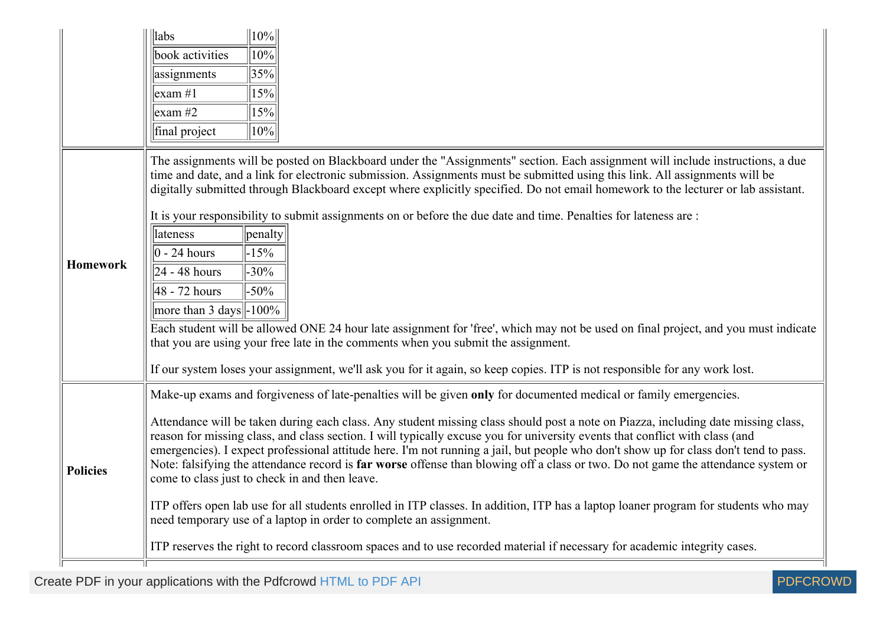| | |
|---|---|
| labs | 10% |
| book activities | 10% |
| assignments | 35% |
| exam #1 | 15% |
| exam #2 | 15% |
| final project | 10% |

**Homework**

The assignments will be posted on Blackboard under the "Assignments" section. Each assignment will include instructions, a due time and date, and a link for electronic submission. Assignments must be submitted using this link. All assignments will be digitally submitted through Blackboard except where explicitly specified. Do not email homework to the lecturer or lab assistant.

It is your responsibility to submit assignments on or before the due date and time. Penalties for lateness are :

| lateness | penalty |
|---|---|
| 0 - 24 hours | -15% |
| 24 - 48 hours | -30% |
| 48 - 72 hours | -50% |
| more than 3 days | -100% |

Each student will be allowed ONE 24 hour late assignment for 'free', which may not be used on final project, and you must indicate that you are using your free late in the comments when you submit the assignment.

If our system loses your assignment, we'll ask you for it again, so keep copies. ITP is not responsible for any work lost.

**Policies**

Make-up exams and forgiveness of late-penalties will be given **only** for documented medical or family emergencies.

Attendance will be taken during each class. Any student missing class should post a note on Piazza, including date missing class, reason for missing class, and class section. I will typically excuse you for university events that conflict with class (and emergencies). I expect professional attitude here. I'm not running a jail, but people who don't show up for class don't tend to pass. Note: falsifying the attendance record is **far worse** offense than blowing off a class or two. Do not game the attendance system or come to class just to check in and then leave.

ITP offers open lab use for all students enrolled in ITP classes. In addition, ITP has a laptop loaner program for students who may need temporary use of a laptop in order to complete an assignment.

ITP reserves the right to record classroom spaces and to use recorded material if necessary for academic integrity cases.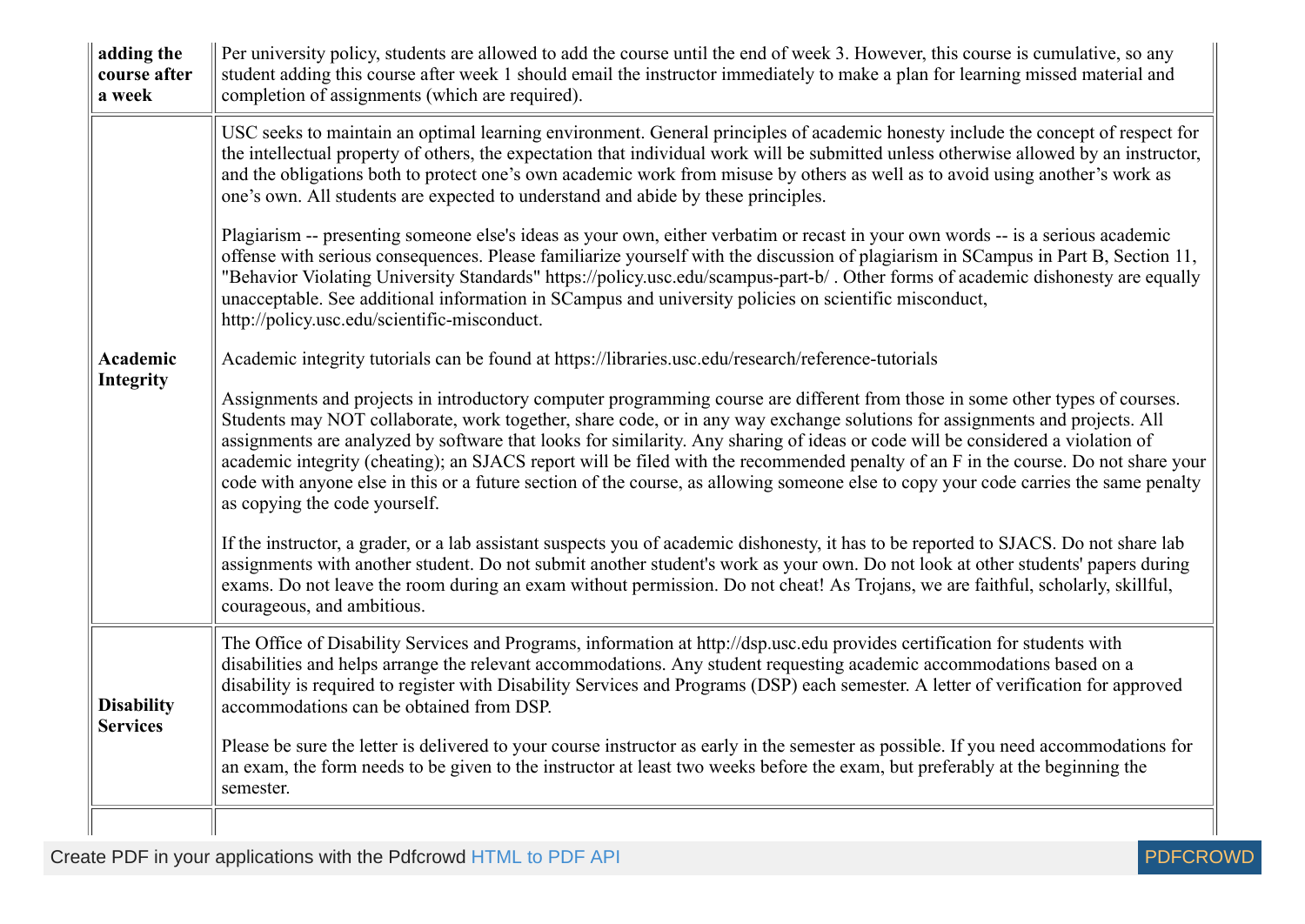| | |
|---|---|
| **adding the course after a week** | Per university policy, students are allowed to add the course until the end of week 3. However, this course is cumulative, so any student adding this course after week 1 should email the instructor immediately to make a plan for learning missed material and completion of assignments (which are required). |
| **Academic Integrity** | USC seeks to maintain an optimal learning environment. General principles of academic honesty include the concept of respect for the intellectual property of others, the expectation that individual work will be submitted unless otherwise allowed by an instructor, and the obligations both to protect one's own academic work from misuse by others as well as to avoid using another's work as one's own. All students are expected to understand and abide by these principles.<br><br>Plagiarism -- presenting someone else's ideas as your own, either verbatim or recast in your own words -- is a serious academic offense with serious consequences. Please familiarize yourself with the discussion of plagiarism in SCampus in Part B, Section 11, "Behavior Violating University Standards" https://policy.usc.edu/scampus-part-b/ . Other forms of academic dishonesty are equally unacceptable. See additional information in SCampus and university policies on scientific misconduct, http://policy.usc.edu/scientific-misconduct.<br><br>Academic integrity tutorials can be found at https://libraries.usc.edu/research/reference-tutorials<br><br>Assignments and projects in introductory computer programming course are different from those in some other types of courses. Students may NOT collaborate, work together, share code, or in any way exchange solutions for assignments and projects. All assignments are analyzed by software that looks for similarity. Any sharing of ideas or code will be considered a violation of academic integrity (cheating); an SJACS report will be filed with the recommended penalty of an F in the course. Do not share your code with anyone else in this or a future section of the course, as allowing someone else to copy your code carries the same penalty as copying the code yourself.<br><br>If the instructor, a grader, or a lab assistant suspects you of academic dishonesty, it has to be reported to SJACS. Do not share lab assignments with another student. Do not submit another student's work as your own. Do not look at other students' papers during exams. Do not leave the room during an exam without permission. Do not cheat! As Trojans, we are faithful, scholarly, skillful, courageous, and ambitious. |
| **Disability Services** | The Office of Disability Services and Programs, information at http://dsp.usc.edu provides certification for students with disabilities and helps arrange the relevant accommodations. Any student requesting academic accommodations based on a disability is required to register with Disability Services and Programs (DSP) each semester. A letter of verification for approved accommodations can be obtained from DSP.<br><br>Please be sure the letter is delivered to your course instructor as early in the semester as possible. If you need accommodations for an exam, the form needs to be given to the instructor at least two weeks before the exam, but preferably at the beginning the semester. |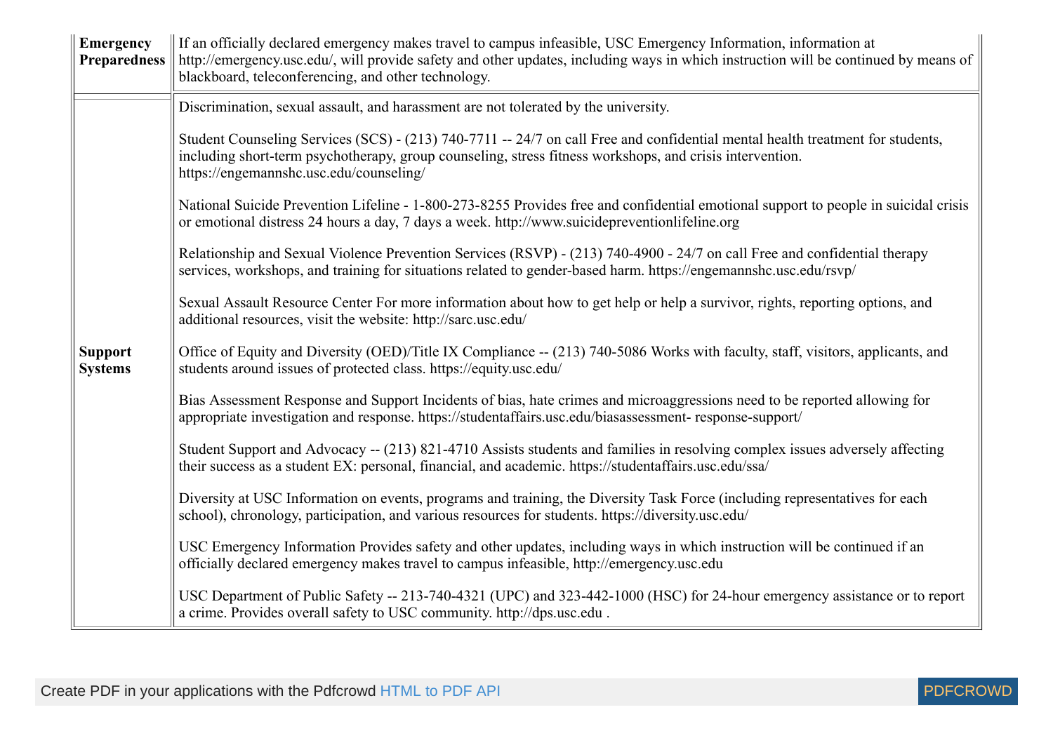| | |
|---|---|
| **Emergency Preparedness** | If an officially declared emergency makes travel to campus infeasible, USC Emergency Information, information at http://emergency.usc.edu/, will provide safety and other updates, including ways in which instruction will be continued by means of blackboard, teleconferencing, and other technology. |
| **Support Systems** | Discrimination, sexual assault, and harassment are not tolerated by the university.<br><br>Student Counseling Services (SCS) - (213) 740-7711 -- 24/7 on call Free and confidential mental health treatment for students, including short-term psychotherapy, group counseling, stress fitness workshops, and crisis intervention. https://engemannshc.usc.edu/counseling/<br><br>National Suicide Prevention Lifeline - 1-800-273-8255 Provides free and confidential emotional support to people in suicidal crisis or emotional distress 24 hours a day, 7 days a week. http://www.suicidepreventionlifeline.org<br><br>Relationship and Sexual Violence Prevention Services (RSVP) - (213) 740-4900 - 24/7 on call Free and confidential therapy services, workshops, and training for situations related to gender-based harm. https://engemannshc.usc.edu/rsvp/<br><br>Sexual Assault Resource Center For more information about how to get help or help a survivor, rights, reporting options, and additional resources, visit the website: http://sarc.usc.edu/<br><br>Office of Equity and Diversity (OED)/Title IX Compliance -- (213) 740-5086 Works with faculty, staff, visitors, applicants, and students around issues of protected class. https://equity.usc.edu/<br><br>Bias Assessment Response and Support Incidents of bias, hate crimes and microaggressions need to be reported allowing for appropriate investigation and response. https://studentaffairs.usc.edu/biasassessment- response-support/<br><br>Student Support and Advocacy -- (213) 821-4710 Assists students and families in resolving complex issues adversely affecting their success as a student EX: personal, financial, and academic. https://studentaffairs.usc.edu/ssa/<br><br>Diversity at USC Information on events, programs and training, the Diversity Task Force (including representatives for each school), chronology, participation, and various resources for students. https://diversity.usc.edu/<br><br>USC Emergency Information Provides safety and other updates, including ways in which instruction will be continued if an officially declared emergency makes travel to campus infeasible, http://emergency.usc.edu<br><br>USC Department of Public Safety -- 213-740-4321 (UPC) and 323-442-1000 (HSC) for 24-hour emergency assistance or to report a crime. Provides overall safety to USC community. http://dps.usc.edu . |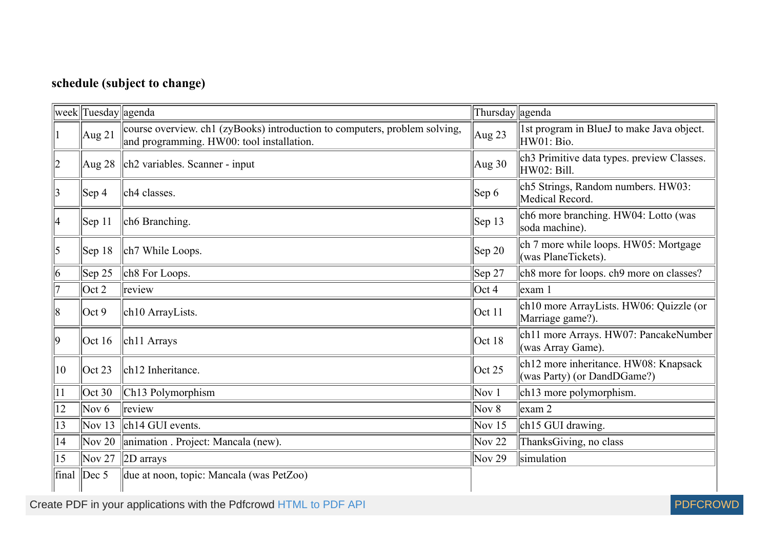### schedule (subject to change)

| week | Tuesday | agenda | Thursday | agenda |
|---|---|---|---|---|
| 1 | Aug 21 | course overview. ch1 (zyBooks) introduction to computers, problem solving, and programming. HW00: tool installation. | Aug 23 | 1st program in BlueJ to make Java object. HW01: Bio. |
| 2 | Aug 28 | ch2 variables. Scanner - input | Aug 30 | ch3 Primitive data types. preview Classes. HW02: Bill. |
| 3 | Sep 4 | ch4 classes. | Sep 6 | ch5 Strings, Random numbers. HW03: Medical Record. |
| 4 | Sep 11 | ch6 Branching. | Sep 13 | ch6 more branching. HW04: Lotto (was soda machine). |
| 5 | Sep 18 | ch7 While Loops. | Sep 20 | ch 7 more while loops. HW05: Mortgage (was PlaneTickets). |
| 6 | Sep 25 | ch8 For Loops. | Sep 27 | ch8 more for loops. ch9 more on classes? |
| 7 | Oct 2 | review | Oct 4 | exam 1 |
| 8 | Oct 9 | ch10 ArrayLists. | Oct 11 | ch10 more ArrayLists. HW06: Quizzle (or Marriage game?). |
| 9 | Oct 16 | ch11 Arrays | Oct 18 | ch11 more Arrays. HW07: PancakeNumber (was Array Game). |
| 10 | Oct 23 | ch12 Inheritance. | Oct 25 | ch12 more inheritance. HW08: Knapsack (was Party) (or DandDGame?) |
| 11 | Oct 30 | Ch13 Polymorphism | Nov 1 | ch13 more polymorphism. |
| 12 | Nov 6 | review | Nov 8 | exam 2 |
| 13 | Nov 13 | ch14 GUI events. | Nov 15 | ch15 GUI drawing. |
| 14 | Nov 20 | animation . Project: Mancala (new). | Nov 22 | ThanksGiving, no class |
| 15 | Nov 27 | 2D arrays | Nov 29 | simulation |
| final | Dec 5 | due at noon, topic: Mancala (was PetZoo) | | |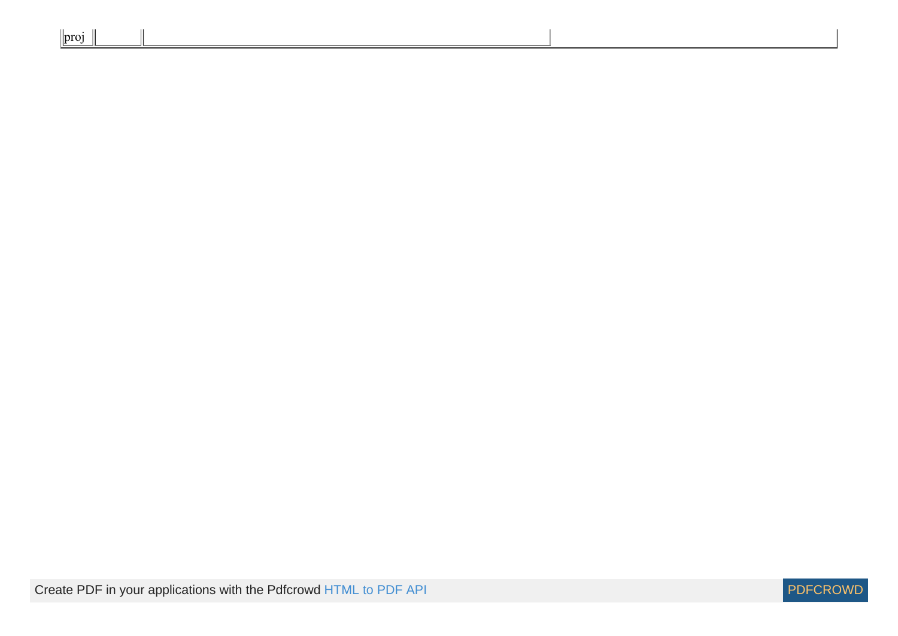| | | | |
|---|---|---|---|
| proj | | | |